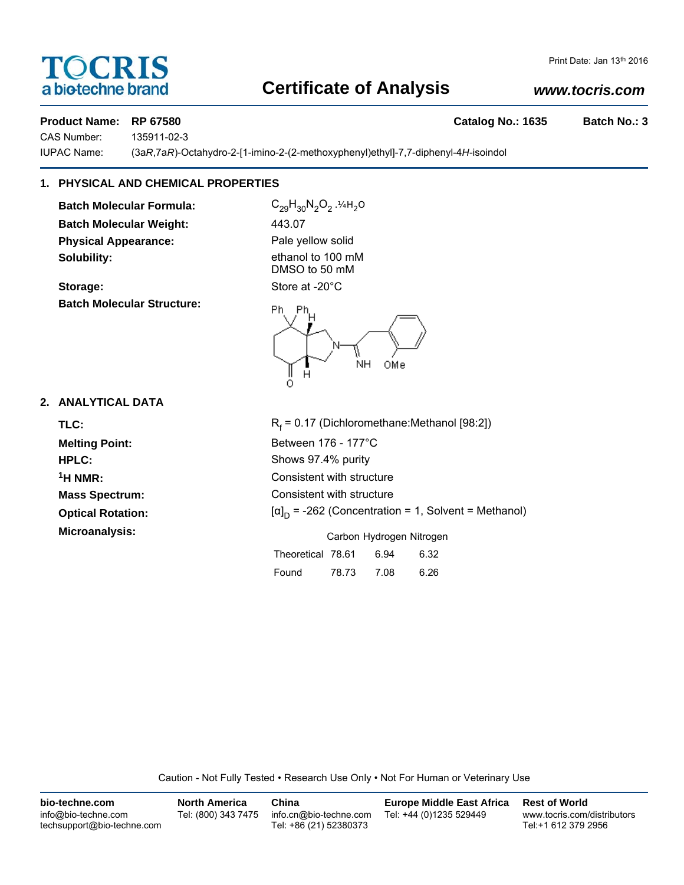# TOCRIS
a bio-techne brand

Print Date: Jan 13th 2016

## Certificate of Analysis

www.tocris.com

**Product Name: RP 67580** **Catalog No.: 1635** **Batch No.: 3**

CAS Number: 135911-02-3

IUPAC Name: (3a*R*,7a*R*)-Octahydro-2-[1-imino-2-(2-methoxyphenyl)ethyl]-7,7-diphenyl-4*H*-isoindol

### 1. PHYSICAL AND CHEMICAL PROPERTIES

**Batch Molecular Formula:** $C_{29}H_{30}N_2O_2 . ¼H_2O$

**Batch Molecular Weight:** 443.07

**Physical Appearance:** Pale yellow solid

**Solubility:** ethanol to 100 mM
DMSO to 50 mM

**Storage:** Store at -20°C

**Batch Molecular Structure:**

### 2. ANALYTICAL DATA

**TLC:** $R_f$ = 0.17 (Dichloromethane:Methanol [98:2])

**Melting Point:** Between 176 - 177°C

**HPLC:** Shows 97.4% purity

**$^1$H NMR:** Consistent with structure

**Mass Spectrum:** Consistent with structure

**Optical Rotation:** $[\alpha]_D$ = -262 (Concentration = 1, Solvent = Methanol)

**Microanalysis:**

| | Carbon | Hydrogen | Nitrogen |
|---|---|---|---|
| Theoretical | 78.61 | 6.94 | 6.32 |
| Found | 78.73 | 7.08 | 6.26 |

Caution - Not Fully Tested • Research Use Only • Not For Human or Veterinary Use

**bio-techne.com**
info@bio-techne.com
techsupport@bio-techne.com

**North America**
Tel: (800) 343 7475

**China**
info.cn@bio-techne.com
Tel: +86 (21) 52380373

**Europe Middle East Africa**
Tel: +44 (0)1235 529449

**Rest of World**
www.tocris.com/distributors
Tel:+1 612 379 2956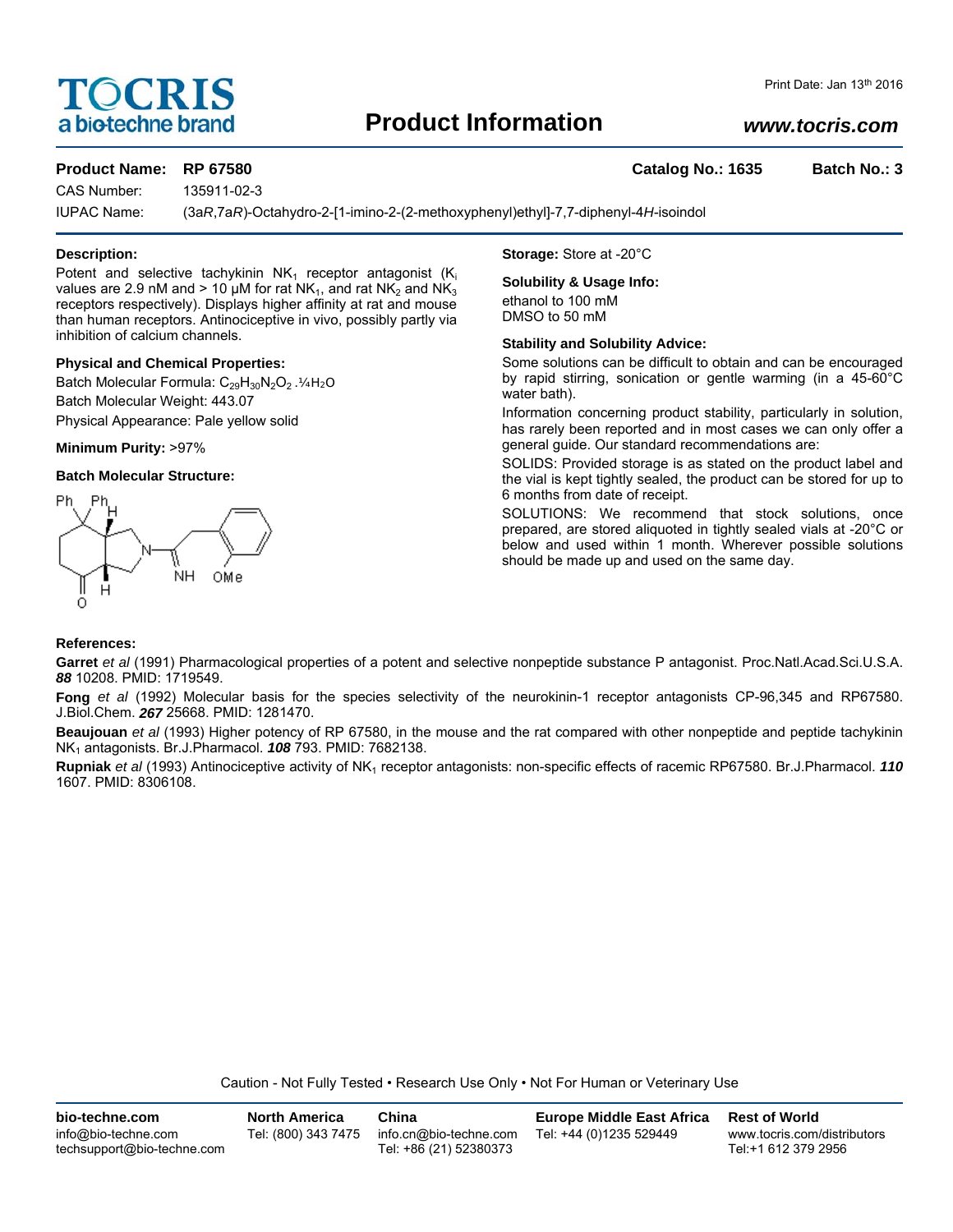# Product Information

**Product Name: RP 67580** **Catalog No.: 1635** **Batch No.: 3**

CAS Number: 135911-02-3

IUPAC Name: (3a*R*,7a*R*)-Octahydro-2-[1-imino-2-(2-methoxyphenyl)ethyl]-7,7-diphenyl-4*H*-isoindol

### Description:

Potent and selective tachykinin $NK_1$ receptor antagonist ($K_i$ values are 2.9 nM and > 10 μM for rat $NK_1$, and rat $NK_2$ and $NK_3$ receptors respectively). Displays higher affinity at rat and mouse than human receptors. Antinociceptive in vivo, possibly partly via inhibition of calcium channels.

### Physical and Chemical Properties:

Batch Molecular Formula: $C_{29}H_{30}N_2O_2 \cdot ¼H_2O$

Batch Molecular Weight: 443.07

Physical Appearance: Pale yellow solid

**Minimum Purity:** >97%

### Batch Molecular Structure:

Ph Ph H N NH OMe H O

**Storage:** Store at -20°C

### Solubility & Usage Info:

ethanol to 100 mM
DMSO to 50 mM

### Stability and Solubility Advice:

Some solutions can be difficult to obtain and can be encouraged by rapid stirring, sonication or gentle warming (in a 45-60°C water bath).

Information concerning product stability, particularly in solution, has rarely been reported and in most cases we can only offer a general guide. Our standard recommendations are:

SOLIDS: Provided storage is as stated on the product label and the vial is kept tightly sealed, the product can be stored for up to 6 months from date of receipt.

SOLUTIONS: We recommend that stock solutions, once prepared, are stored aliquoted in tightly sealed vials at -20°C or below and used within 1 month. Wherever possible solutions should be made up and used on the same day.

### References:

**Garret** *et al* (1991) Pharmacological properties of a potent and selective nonpeptide substance P antagonist. Proc.Natl.Acad.Sci.U.S.A. ***88*** 10208. PMID: 1719549.

**Fong** *et al* (1992) Molecular basis for the species selectivity of the neurokinin-1 receptor antagonists CP-96,345 and RP67580. J.Biol.Chem. ***267*** 25668. PMID: 1281470.

**Beaujouan** *et al* (1993) Higher potency of RP 67580, in the mouse and the rat compared with other nonpeptide and peptide tachykinin $NK_1$ antagonists. Br.J.Pharmacol. ***108*** 793. PMID: 7682138.

**Rupniak** *et al* (1993) Antinociceptive activity of $NK_1$ receptor antagonists: non-specific effects of racemic RP67580. Br.J.Pharmacol. ***110*** 1607. PMID: 8306108.

Caution - Not Fully Tested • Research Use Only • Not For Human or Veterinary Use

**bio-techne.com**
info@bio-techne.com
techsupport@bio-techne.com

**North America**
Tel: (800) 343 7475

**China**
info.cn@bio-techne.com
Tel: +86 (21) 52380373

**Europe Middle East Africa**
Tel: +44 (0)1235 529449

**Rest of World**
www.tocris.com/distributors
Tel:+1 612 379 2956